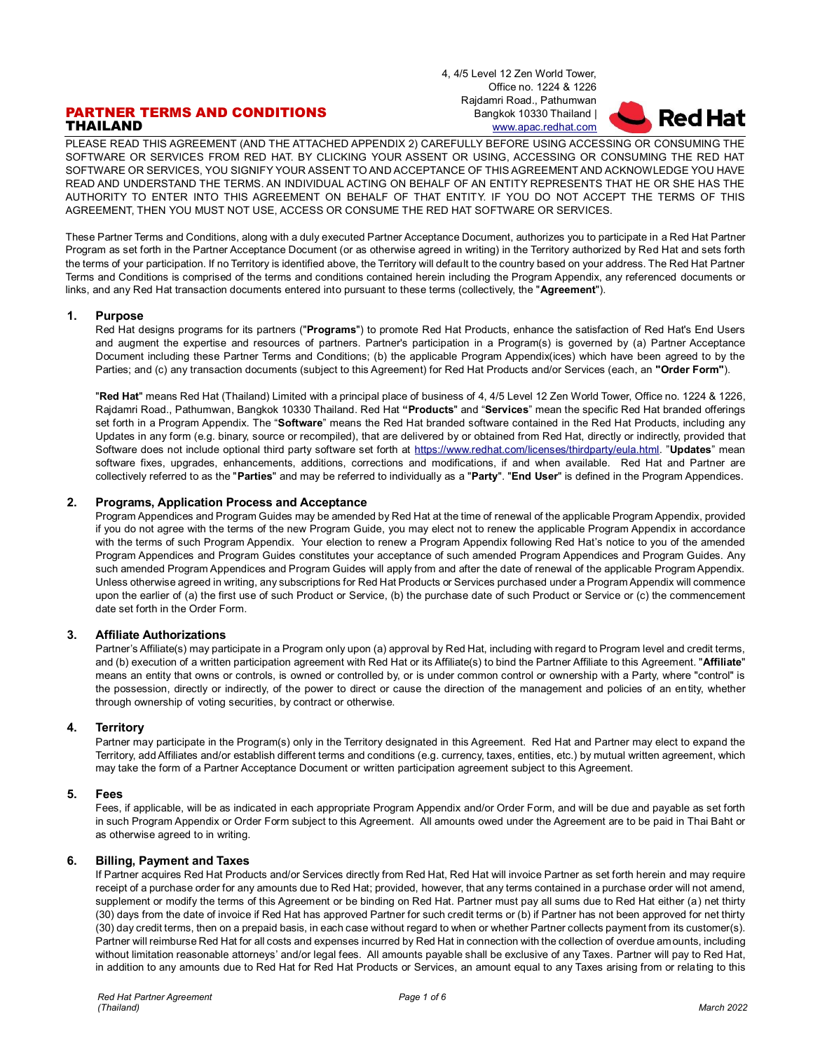4, 4/5 Level 12 Zen World Tower,
Office no. 1224 & 1226
Rajdamri Road., Pathumwan
Bangkok 10330 Thailand |
[www.apac.redhat.com](www.apac.redhat.com)

# PARTNER TERMS AND CONDITIONS
# THAILAND

PLEASE READ THIS AGREEMENT (AND THE ATTACHED APPENDIX 2) CAREFULLY BEFORE USING ACCESSING OR CONSUMING THE SOFTWARE OR SERVICES FROM RED HAT. BY CLICKING YOUR ASSENT OR USING, ACCESSING OR CONSUMING THE RED HAT SOFTWARE OR SERVICES, YOU SIGNIFY YOUR ASSENT TO AND ACCEPTANCE OF THIS AGREEMENT AND ACKNOWLEDGE YOU HAVE READ AND UNDERSTAND THE TERMS. AN INDIVIDUAL ACTING ON BEHALF OF AN ENTITY REPRESENTS THAT HE OR SHE HAS THE AUTHORITY TO ENTER INTO THIS AGREEMENT ON BEHALF OF THAT ENTITY. IF YOU DO NOT ACCEPT THE TERMS OF THIS AGREEMENT, THEN YOU MUST NOT USE, ACCESS OR CONSUME THE RED HAT SOFTWARE OR SERVICES.

These Partner Terms and Conditions, along with a duly executed Partner Acceptance Document, authorizes you to participate in a Red Hat Partner Program as set forth in the Partner Acceptance Document (or as otherwise agreed in writing) in the Territory authorized by Red Hat and sets forth the terms of your participation. If no Territory is identified above, the Territory will default to the country based on your address. The Red Hat Partner Terms and Conditions is comprised of the terms and conditions contained herein including the Program Appendix, any referenced documents or links, and any Red Hat transaction documents entered into pursuant to these terms (collectively, the "**Agreement**").

## 1. Purpose

Red Hat designs programs for its partners ("**Programs**") to promote Red Hat Products, enhance the satisfaction of Red Hat's End Users and augment the expertise and resources of partners. Partner's participation in a Program(s) is governed by (a) Partner Acceptance Document including these Partner Terms and Conditions; (b) the applicable Program Appendix(ices) which have been agreed to by the Parties; and (c) any transaction documents (subject to this Agreement) for Red Hat Products and/or Services (each, an **"Order Form"**).

"**Red Hat**" means Red Hat (Thailand) Limited with a principal place of business of 4, 4/5 Level 12 Zen World Tower, Office no. 1224 & 1226, Rajdamri Road., Pathumwan, Bangkok 10330 Thailand. Red Hat **"Products**" and "**Services**" mean the specific Red Hat branded offerings set forth in a Program Appendix. The "**Software**" means the Red Hat branded software contained in the Red Hat Products, including any Updates in any form (e.g. binary, source or recompiled), that are delivered by or obtained from Red Hat, directly or indirectly, provided that Software does not include optional third party software set forth at [https://www.redhat.com/licenses/thirdparty/eula.html](https://www.redhat.com/licenses/thirdparty/eula.html). "**Updates**" mean software fixes, upgrades, enhancements, additions, corrections and modifications, if and when available. Red Hat and Partner are collectively referred to as the "**Parties**" and may be referred to individually as a "**Party**". "**End User**" is defined in the Program Appendices.

## 2. Programs, Application Process and Acceptance

Program Appendices and Program Guides may be amended by Red Hat at the time of renewal of the applicable Program Appendix, provided if you do not agree with the terms of the new Program Guide, you may elect not to renew the applicable Program Appendix in accordance with the terms of such Program Appendix. Your election to renew a Program Appendix following Red Hat's notice to you of the amended Program Appendices and Program Guides constitutes your acceptance of such amended Program Appendices and Program Guides. Any such amended Program Appendices and Program Guides will apply from and after the date of renewal of the applicable Program Appendix. Unless otherwise agreed in writing, any subscriptions for Red Hat Products or Services purchased under a Program Appendix will commence upon the earlier of (a) the first use of such Product or Service, (b) the purchase date of such Product or Service or (c) the commencement date set forth in the Order Form.

## 3. Affiliate Authorizations

Partner's Affiliate(s) may participate in a Program only upon (a) approval by Red Hat, including with regard to Program level and credit terms, and (b) execution of a written participation agreement with Red Hat or its Affiliate(s) to bind the Partner Affiliate to this Agreement. "**Affiliate**" means an entity that owns or controls, is owned or controlled by, or is under common control or ownership with a Party, where "control" is the possession, directly or indirectly, of the power to direct or cause the direction of the management and policies of an entity, whether through ownership of voting securities, by contract or otherwise.

## 4. Territory

Partner may participate in the Program(s) only in the Territory designated in this Agreement. Red Hat and Partner may elect to expand the Territory, add Affiliates and/or establish different terms and conditions (e.g. currency, taxes, entities, etc.) by mutual written agreement, which may take the form of a Partner Acceptance Document or written participation agreement subject to this Agreement.

## 5. Fees

Fees, if applicable, will be as indicated in each appropriate Program Appendix and/or Order Form, and will be due and payable as set forth in such Program Appendix or Order Form subject to this Agreement. All amounts owed under the Agreement are to be paid in Thai Baht or as otherwise agreed to in writing.

## 6. Billing, Payment and Taxes

If Partner acquires Red Hat Products and/or Services directly from Red Hat, Red Hat will invoice Partner as set forth herein and may require receipt of a purchase order for any amounts due to Red Hat; provided, however, that any terms contained in a purchase order will not amend, supplement or modify the terms of this Agreement or be binding on Red Hat. Partner must pay all sums due to Red Hat either (a) net thirty (30) days from the date of invoice if Red Hat has approved Partner for such credit terms or (b) if Partner has not been approved for net thirty (30) day credit terms, then on a prepaid basis, in each case without regard to when or whether Partner collects payment from its customer(s). Partner will reimburse Red Hat for all costs and expenses incurred by Red Hat in connection with the collection of overdue amounts, including without limitation reasonable attorneys' and/or legal fees. All amounts payable shall be exclusive of any Taxes. Partner will pay to Red Hat, in addition to any amounts due to Red Hat for Red Hat Products or Services, an amount equal to any Taxes arising from or relating to this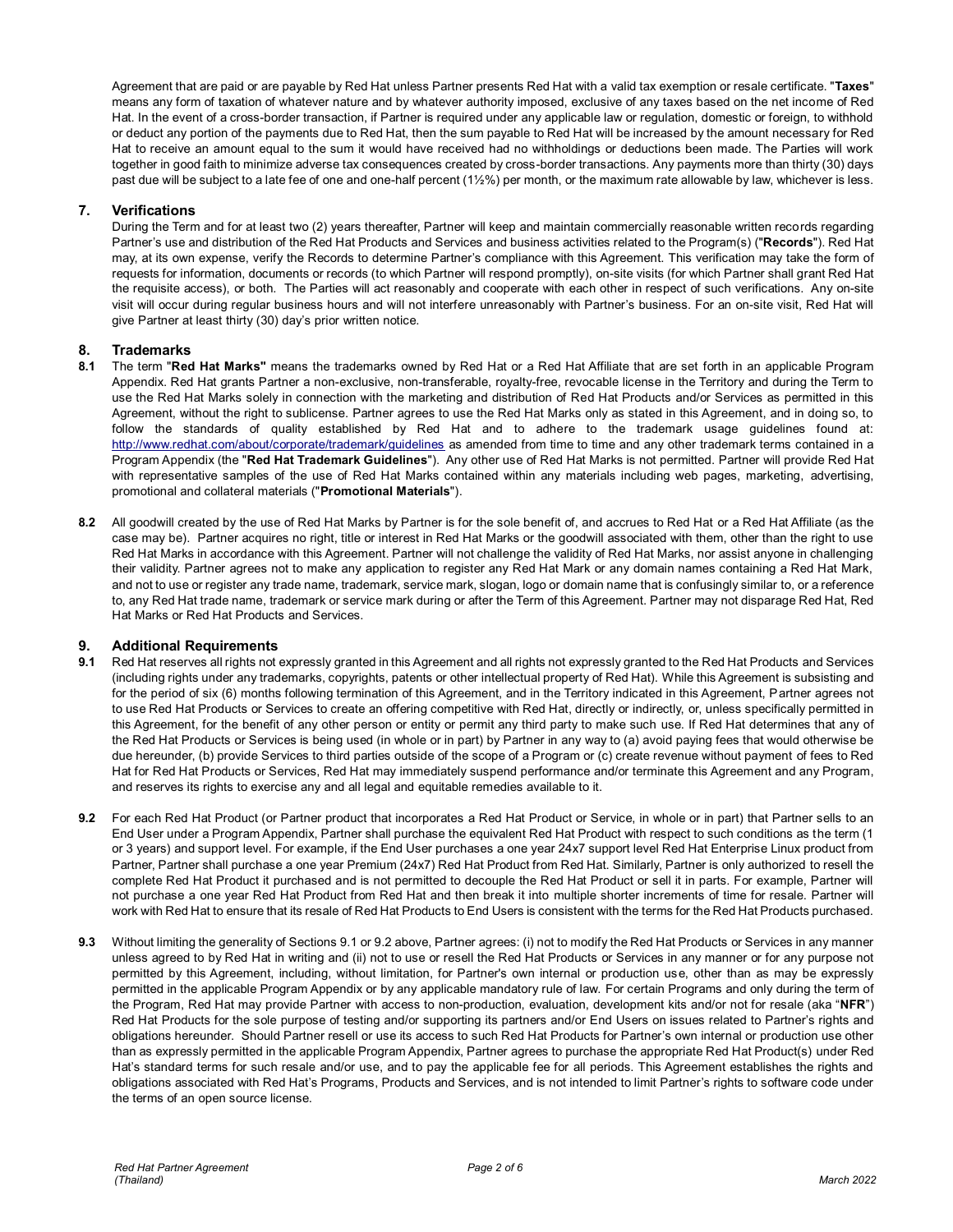Agreement that are paid or are payable by Red Hat unless Partner presents Red Hat with a valid tax exemption or resale certificate. "**Taxes**" means any form of taxation of whatever nature and by whatever authority imposed, exclusive of any taxes based on the net income of Red Hat. In the event of a cross-border transaction, if Partner is required under any applicable law or regulation, domestic or foreign, to withhold or deduct any portion of the payments due to Red Hat, then the sum payable to Red Hat will be increased by the amount necessary for Red Hat to receive an amount equal to the sum it would have received had no withholdings or deductions been made. The Parties will work together in good faith to minimize adverse tax consequences created by cross-border transactions. Any payments more than thirty (30) days past due will be subject to a late fee of one and one-half percent (1½%) per month, or the maximum rate allowable by law, whichever is less.

## 7. Verifications

During the Term and for at least two (2) years thereafter, Partner will keep and maintain commercially reasonable written records regarding Partner's use and distribution of the Red Hat Products and Services and business activities related to the Program(s) ("**Records**"). Red Hat may, at its own expense, verify the Records to determine Partner's compliance with this Agreement. This verification may take the form of requests for information, documents or records (to which Partner will respond promptly), on-site visits (for which Partner shall grant Red Hat the requisite access), or both. The Parties will act reasonably and cooperate with each other in respect of such verifications. Any on-site visit will occur during regular business hours and will not interfere unreasonably with Partner's business. For an on-site visit, Red Hat will give Partner at least thirty (30) day's prior written notice.

## 8. Trademarks

**8.1** The term "**Red Hat Marks"** means the trademarks owned by Red Hat or a Red Hat Affiliate that are set forth in an applicable Program Appendix. Red Hat grants Partner a non-exclusive, non-transferable, royalty-free, revocable license in the Territory and during the Term to use the Red Hat Marks solely in connection with the marketing and distribution of Red Hat Products and/or Services as permitted in this Agreement, without the right to sublicense. Partner agrees to use the Red Hat Marks only as stated in this Agreement, and in doing so, to follow the standards of quality established by Red Hat and to adhere to the trademark usage guidelines found at: http://www.redhat.com/about/corporate/trademark/guidelines as amended from time to time and any other trademark terms contained in a Program Appendix (the "**Red Hat Trademark Guidelines**"). Any other use of Red Hat Marks is not permitted. Partner will provide Red Hat with representative samples of the use of Red Hat Marks contained within any materials including web pages, marketing, advertising, promotional and collateral materials ("**Promotional Materials**").

**8.2** All goodwill created by the use of Red Hat Marks by Partner is for the sole benefit of, and accrues to Red Hat or a Red Hat Affiliate (as the case may be). Partner acquires no right, title or interest in Red Hat Marks or the goodwill associated with them, other than the right to use Red Hat Marks in accordance with this Agreement. Partner will not challenge the validity of Red Hat Marks, nor assist anyone in challenging their validity. Partner agrees not to make any application to register any Red Hat Mark or any domain names containing a Red Hat Mark, and not to use or register any trade name, trademark, service mark, slogan, logo or domain name that is confusingly similar to, or a reference to, any Red Hat trade name, trademark or service mark during or after the Term of this Agreement. Partner may not disparage Red Hat, Red Hat Marks or Red Hat Products and Services.

## 9. Additional Requirements

**9.1** Red Hat reserves all rights not expressly granted in this Agreement and all rights not expressly granted to the Red Hat Products and Services (including rights under any trademarks, copyrights, patents or other intellectual property of Red Hat). While this Agreement is subsisting and for the period of six (6) months following termination of this Agreement, and in the Territory indicated in this Agreement, Partner agrees not to use Red Hat Products or Services to create an offering competitive with Red Hat, directly or indirectly, or, unless specifically permitted in this Agreement, for the benefit of any other person or entity or permit any third party to make such use. If Red Hat determines that any of the Red Hat Products or Services is being used (in whole or in part) by Partner in any way to (a) avoid paying fees that would otherwise be due hereunder, (b) provide Services to third parties outside of the scope of a Program or (c) create revenue without payment of fees to Red Hat for Red Hat Products or Services, Red Hat may immediately suspend performance and/or terminate this Agreement and any Program, and reserves its rights to exercise any and all legal and equitable remedies available to it.

**9.2** For each Red Hat Product (or Partner product that incorporates a Red Hat Product or Service, in whole or in part) that Partner sells to an End User under a Program Appendix, Partner shall purchase the equivalent Red Hat Product with respect to such conditions as the term (1 or 3 years) and support level. For example, if the End User purchases a one year 24x7 support level Red Hat Enterprise Linux product from Partner, Partner shall purchase a one year Premium (24x7) Red Hat Product from Red Hat. Similarly, Partner is only authorized to resell the complete Red Hat Product it purchased and is not permitted to decouple the Red Hat Product or sell it in parts. For example, Partner will not purchase a one year Red Hat Product from Red Hat and then break it into multiple shorter increments of time for resale. Partner will work with Red Hat to ensure that its resale of Red Hat Products to End Users is consistent with the terms for the Red Hat Products purchased.

**9.3** Without limiting the generality of Sections 9.1 or 9.2 above, Partner agrees: (i) not to modify the Red Hat Products or Services in any manner unless agreed to by Red Hat in writing and (ii) not to use or resell the Red Hat Products or Services in any manner or for any purpose not permitted by this Agreement, including, without limitation, for Partner's own internal or production use, other than as may be expressly permitted in the applicable Program Appendix or by any applicable mandatory rule of law. For certain Programs and only during the term of the Program, Red Hat may provide Partner with access to non-production, evaluation, development kits and/or not for resale (aka "**NFR**") Red Hat Products for the sole purpose of testing and/or supporting its partners and/or End Users on issues related to Partner's rights and obligations hereunder. Should Partner resell or use its access to such Red Hat Products for Partner's own internal or production use other than as expressly permitted in the applicable Program Appendix, Partner agrees to purchase the appropriate Red Hat Product(s) under Red Hat's standard terms for such resale and/or use, and to pay the applicable fee for all periods. This Agreement establishes the rights and obligations associated with Red Hat's Programs, Products and Services, and is not intended to limit Partner's rights to software code under the terms of an open source license.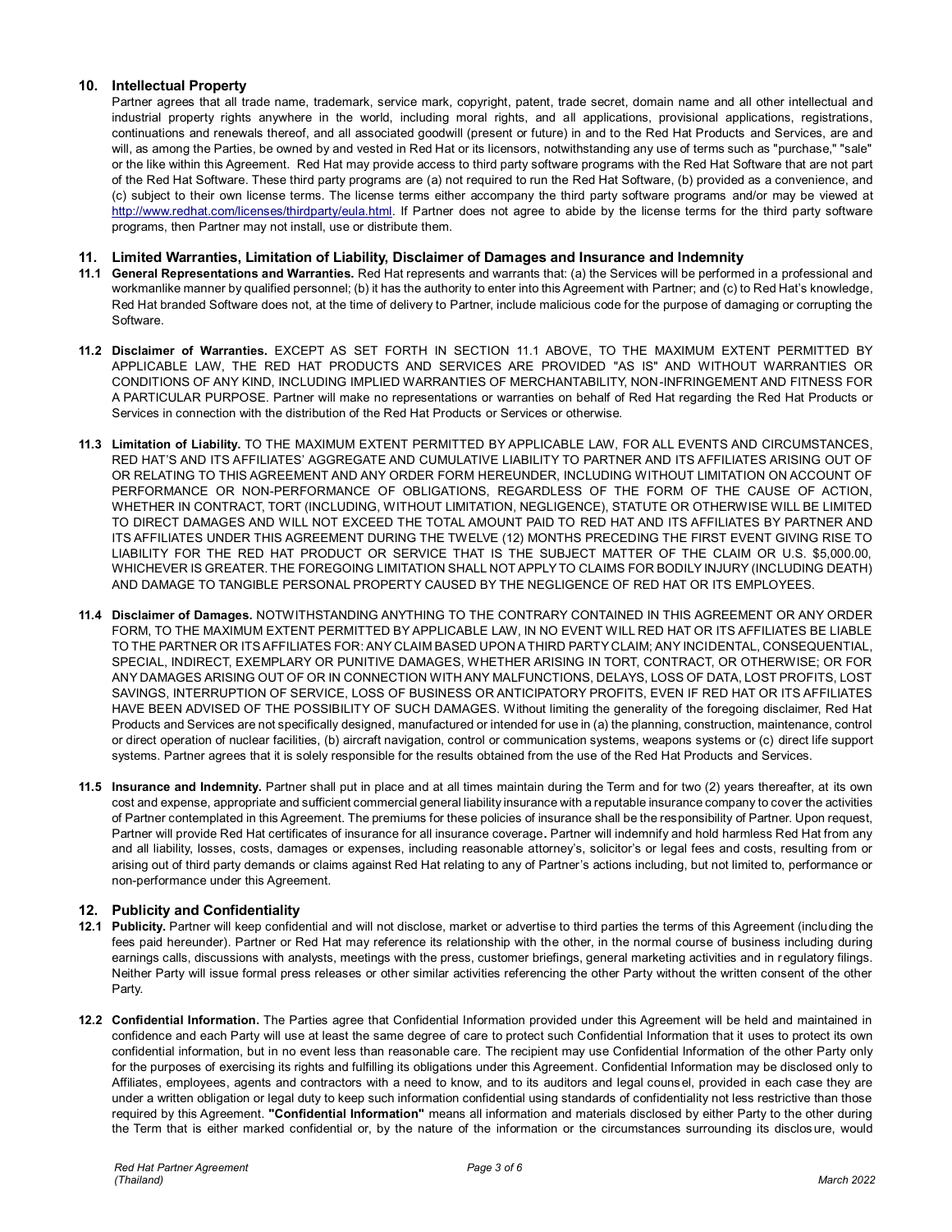## 10. Intellectual Property

Partner agrees that all trade name, trademark, service mark, copyright, patent, trade secret, domain name and all other intellectual and industrial property rights anywhere in the world, including moral rights, and all applications, provisional applications, registrations, continuations and renewals thereof, and all associated goodwill (present or future) in and to the Red Hat Products and Services, are and will, as among the Parties, be owned by and vested in Red Hat or its licensors, notwithstanding any use of terms such as "purchase," "sale" or the like within this Agreement. Red Hat may provide access to third party software programs with the Red Hat Software that are not part of the Red Hat Software. These third party programs are (a) not required to run the Red Hat Software, (b) provided as a convenience, and (c) subject to their own license terms. The license terms either accompany the third party software programs and/or may be viewed at http://www.redhat.com/licenses/thirdparty/eula.html. If Partner does not agree to abide by the license terms for the third party software programs, then Partner may not install, use or distribute them.

## 11. Limited Warranties, Limitation of Liability, Disclaimer of Damages and Insurance and Indemnity

**11.1 General Representations and Warranties.** Red Hat represents and warrants that: (a) the Services will be performed in a professional and workmanlike manner by qualified personnel; (b) it has the authority to enter into this Agreement with Partner; and (c) to Red Hat's knowledge, Red Hat branded Software does not, at the time of delivery to Partner, include malicious code for the purpose of damaging or corrupting the Software.

**11.2 Disclaimer of Warranties.** EXCEPT AS SET FORTH IN SECTION 11.1 ABOVE, TO THE MAXIMUM EXTENT PERMITTED BY APPLICABLE LAW, THE RED HAT PRODUCTS AND SERVICES ARE PROVIDED "AS IS" AND WITHOUT WARRANTIES OR CONDITIONS OF ANY KIND, INCLUDING IMPLIED WARRANTIES OF MERCHANTABILITY, NON-INFRINGEMENT AND FITNESS FOR A PARTICULAR PURPOSE. Partner will make no representations or warranties on behalf of Red Hat regarding the Red Hat Products or Services in connection with the distribution of the Red Hat Products or Services or otherwise.

**11.3 Limitation of Liability.** TO THE MAXIMUM EXTENT PERMITTED BY APPLICABLE LAW, FOR ALL EVENTS AND CIRCUMSTANCES, RED HAT'S AND ITS AFFILIATES' AGGREGATE AND CUMULATIVE LIABILITY TO PARTNER AND ITS AFFILIATES ARISING OUT OF OR RELATING TO THIS AGREEMENT AND ANY ORDER FORM HEREUNDER, INCLUDING WITHOUT LIMITATION ON ACCOUNT OF PERFORMANCE OR NON-PERFORMANCE OF OBLIGATIONS, REGARDLESS OF THE FORM OF THE CAUSE OF ACTION, WHETHER IN CONTRACT, TORT (INCLUDING, WITHOUT LIMITATION, NEGLIGENCE), STATUTE OR OTHERWISE WILL BE LIMITED TO DIRECT DAMAGES AND WILL NOT EXCEED THE TOTAL AMOUNT PAID TO RED HAT AND ITS AFFILIATES BY PARTNER AND ITS AFFILIATES UNDER THIS AGREEMENT DURING THE TWELVE (12) MONTHS PRECEDING THE FIRST EVENT GIVING RISE TO LIABILITY FOR THE RED HAT PRODUCT OR SERVICE THAT IS THE SUBJECT MATTER OF THE CLAIM OR U.S. $5,000.00, WHICHEVER IS GREATER. THE FOREGOING LIMITATION SHALL NOT APPLY TO CLAIMS FOR BODILY INJURY (INCLUDING DEATH) AND DAMAGE TO TANGIBLE PERSONAL PROPERTY CAUSED BY THE NEGLIGENCE OF RED HAT OR ITS EMPLOYEES.

**11.4 Disclaimer of Damages.** NOTWITHSTANDING ANYTHING TO THE CONTRARY CONTAINED IN THIS AGREEMENT OR ANY ORDER FORM, TO THE MAXIMUM EXTENT PERMITTED BY APPLICABLE LAW, IN NO EVENT WILL RED HAT OR ITS AFFILIATES BE LIABLE TO THE PARTNER OR ITS AFFILIATES FOR: ANY CLAIM BASED UPON A THIRD PARTY CLAIM; ANY INCIDENTAL, CONSEQUENTIAL, SPECIAL, INDIRECT, EXEMPLARY OR PUNITIVE DAMAGES, WHETHER ARISING IN TORT, CONTRACT, OR OTHERWISE; OR FOR ANY DAMAGES ARISING OUT OF OR IN CONNECTION WITH ANY MALFUNCTIONS, DELAYS, LOSS OF DATA, LOST PROFITS, LOST SAVINGS, INTERRUPTION OF SERVICE, LOSS OF BUSINESS OR ANTICIPATORY PROFITS, EVEN IF RED HAT OR ITS AFFILIATES HAVE BEEN ADVISED OF THE POSSIBILITY OF SUCH DAMAGES. Without limiting the generality of the foregoing disclaimer, Red Hat Products and Services are not specifically designed, manufactured or intended for use in (a) the planning, construction, maintenance, control or direct operation of nuclear facilities, (b) aircraft navigation, control or communication systems, weapons systems or (c) direct life support systems. Partner agrees that it is solely responsible for the results obtained from the use of the Red Hat Products and Services.

**11.5 Insurance and Indemnity.** Partner shall put in place and at all times maintain during the Term and for two (2) years thereafter, at its own cost and expense, appropriate and sufficient commercial general liability insurance with a reputable insurance company to cover the activities of Partner contemplated in this Agreement. The premiums for these policies of insurance shall be the responsibility of Partner. Upon request, Partner will provide Red Hat certificates of insurance for all insurance coverage**.** Partner will indemnify and hold harmless Red Hat from any and all liability, losses, costs, damages or expenses, including reasonable attorney's, solicitor's or legal fees and costs, resulting from or arising out of third party demands or claims against Red Hat relating to any of Partner's actions including, but not limited to, performance or non-performance under this Agreement.

## 12. Publicity and Confidentiality

**12.1 Publicity.** Partner will keep confidential and will not disclose, market or advertise to third parties the terms of this Agreement (including the fees paid hereunder). Partner or Red Hat may reference its relationship with the other, in the normal course of business including during earnings calls, discussions with analysts, meetings with the press, customer briefings, general marketing activities and in regulatory filings. Neither Party will issue formal press releases or other similar activities referencing the other Party without the written consent of the other Party.

**12.2 Confidential Information.** The Parties agree that Confidential Information provided under this Agreement will be held and maintained in confidence and each Party will use at least the same degree of care to protect such Confidential Information that it uses to protect its own confidential information, but in no event less than reasonable care. The recipient may use Confidential Information of the other Party only for the purposes of exercising its rights and fulfilling its obligations under this Agreement. Confidential Information may be disclosed only to Affiliates, employees, agents and contractors with a need to know, and to its auditors and legal counsel, provided in each case they are under a written obligation or legal duty to keep such information confidential using standards of confidentiality not less restrictive than those required by this Agreement. **"Confidential Information"** means all information and materials disclosed by either Party to the other during the Term that is either marked confidential or, by the nature of the information or the circumstances surrounding its disclosure, would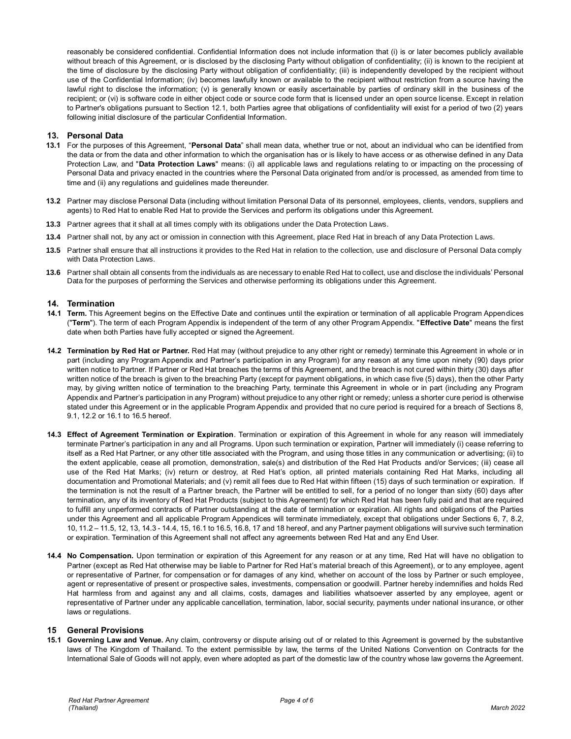reasonably be considered confidential. Confidential Information does not include information that (i) is or later becomes publicly available without breach of this Agreement, or is disclosed by the disclosing Party without obligation of confidentiality; (ii) is known to the recipient at the time of disclosure by the disclosing Party without obligation of confidentiality; (iii) is independently developed by the recipient without use of the Confidential Information; (iv) becomes lawfully known or available to the recipient without restriction from a source having the lawful right to disclose the information; (v) is generally known or easily ascertainable by parties of ordinary skill in the business of the recipient; or (vi) is software code in either object code or source code form that is licensed under an open source license. Except in relation to Partner's obligations pursuant to Section 12.1, both Parties agree that obligations of confidentiality will exist for a period of two (2) years following initial disclosure of the particular Confidential Information.

## 13. Personal Data

**13.1** For the purposes of this Agreement, "**Personal Data**" shall mean data, whether true or not, about an individual who can be identified from the data or from the data and other information to which the organisation has or is likely to have access or as otherwise defined in any Data Protection Law, and "**Data Protection Laws**" means: (i) all applicable laws and regulations relating to or impacting on the processing of Personal Data and privacy enacted in the countries where the Personal Data originated from and/or is processed, as amended from time to time and (ii) any regulations and guidelines made thereunder.

**13.2** Partner may disclose Personal Data (including without limitation Personal Data of its personnel, employees, clients, vendors, suppliers and agents) to Red Hat to enable Red Hat to provide the Services and perform its obligations under this Agreement.

**13.3** Partner agrees that it shall at all times comply with its obligations under the Data Protection Laws.

**13.4** Partner shall not, by any act or omission in connection with this Agreement, place Red Hat in breach of any Data Protection Laws.

**13.5** Partner shall ensure that all instructions it provides to the Red Hat in relation to the collection, use and disclosure of Personal Data comply with Data Protection Laws.

**13.6** Partner shall obtain all consents from the individuals as are necessary to enable Red Hat to collect, use and disclose the individuals' Personal Data for the purposes of performing the Services and otherwise performing its obligations under this Agreement.

## 14. Termination

**14.1 Term.** This Agreement begins on the Effective Date and continues until the expiration or termination of all applicable Program Appendices ("**Term**"). The term of each Program Appendix is independent of the term of any other Program Appendix. "**Effective Date**" means the first date when both Parties have fully accepted or signed the Agreement.

**14.2 Termination by Red Hat or Partner.** Red Hat may (without prejudice to any other right or remedy) terminate this Agreement in whole or in part (including any Program Appendix and Partner's participation in any Program) for any reason at any time upon ninety (90) days prior written notice to Partner. If Partner or Red Hat breaches the terms of this Agreement, and the breach is not cured within thirty (30) days after written notice of the breach is given to the breaching Party (except for payment obligations, in which case five (5) days), then the other Party may, by giving written notice of termination to the breaching Party, terminate this Agreement in whole or in part (including any Program Appendix and Partner's participation in any Program) without prejudice to any other right or remedy; unless a shorter cure period is otherwise stated under this Agreement or in the applicable Program Appendix and provided that no cure period is required for a breach of Sections 8, 9.1, 12.2 or 16.1 to 16.5 hereof.

**14.3 Effect of Agreement Termination or Expiration**. Termination or expiration of this Agreement in whole for any reason will immediately terminate Partner's participation in any and all Programs. Upon such termination or expiration, Partner will immediately (i) cease referring to itself as a Red Hat Partner, or any other title associated with the Program, and using those titles in any communication or advertising; (ii) to the extent applicable, cease all promotion, demonstration, sale(s) and distribution of the Red Hat Products and/or Services; (iii) cease all use of the Red Hat Marks; (iv) return or destroy, at Red Hat's option, all printed materials containing Red Hat Marks, including all documentation and Promotional Materials; and (v) remit all fees due to Red Hat within fifteen (15) days of such termination or expiration. If the termination is not the result of a Partner breach, the Partner will be entitled to sell, for a period of no longer than sixty (60) days after termination, any of its inventory of Red Hat Products (subject to this Agreement) for which Red Hat has been fully paid and that are required to fulfill any unperformed contracts of Partner outstanding at the date of termination or expiration. All rights and obligations of the Parties under this Agreement and all applicable Program Appendices will terminate immediately, except that obligations under Sections 6, 7, 8.2, 10, 11.2 – 11.5, 12, 13, 14.3 - 14.4, 15, 16.1 to 16.5, 16.8, 17 and 18 hereof, and any Partner payment obligations will survive such termination or expiration. Termination of this Agreement shall not affect any agreements between Red Hat and any End User.

**14.4 No Compensation.** Upon termination or expiration of this Agreement for any reason or at any time, Red Hat will have no obligation to Partner (except as Red Hat otherwise may be liable to Partner for Red Hat's material breach of this Agreement), or to any employee, agent or representative of Partner, for compensation or for damages of any kind, whether on account of the loss by Partner or such employee, agent or representative of present or prospective sales, investments, compensation or goodwill. Partner hereby indemnifies and holds Red Hat harmless from and against any and all claims, costs, damages and liabilities whatsoever asserted by any employee, agent or representative of Partner under any applicable cancellation, termination, labor, social security, payments under national insurance, or other laws or regulations.

## 15 General Provisions

**15.1 Governing Law and Venue.** Any claim, controversy or dispute arising out of or related to this Agreement is governed by the substantive laws of The Kingdom of Thailand. To the extent permissible by law, the terms of the United Nations Convention on Contracts for the International Sale of Goods will not apply, even where adopted as part of the domestic law of the country whose law governs the Agreement.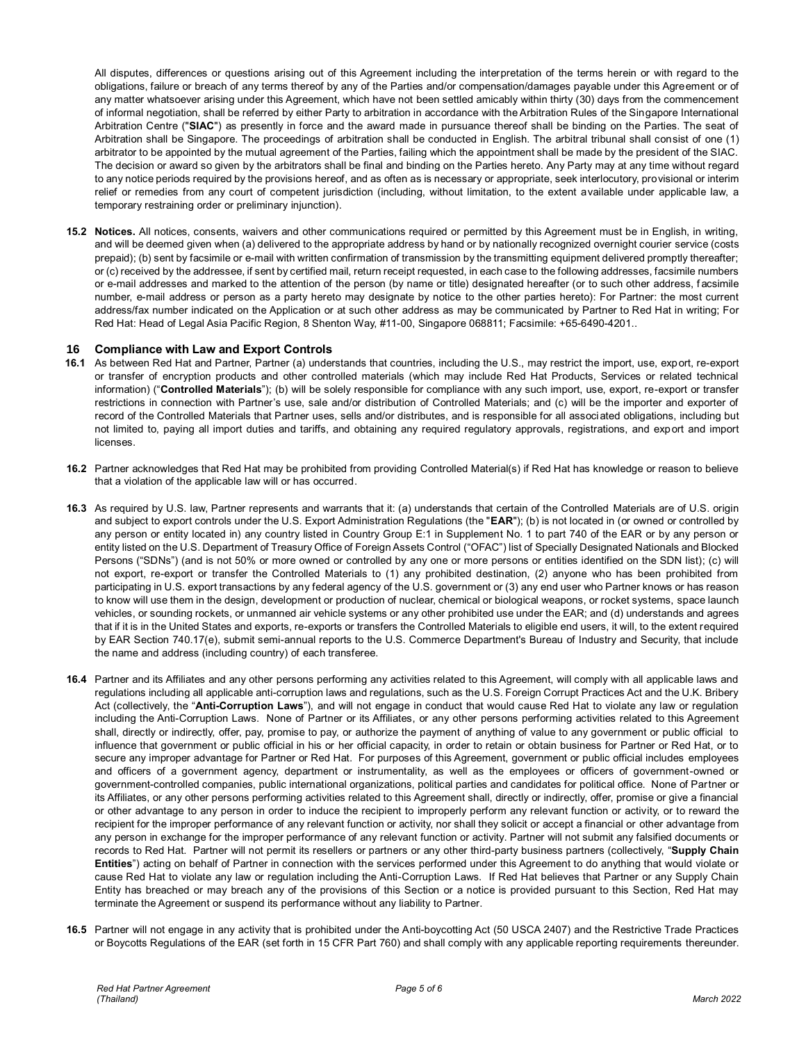All disputes, differences or questions arising out of this Agreement including the interpretation of the terms herein or with regard to the obligations, failure or breach of any terms thereof by any of the Parties and/or compensation/damages payable under this Agreement or of any matter whatsoever arising under this Agreement, which have not been settled amicably within thirty (30) days from the commencement of informal negotiation, shall be referred by either Party to arbitration in accordance with the Arbitration Rules of the Singapore International Arbitration Centre ("**SIAC**") as presently in force and the award made in pursuance thereof shall be binding on the Parties. The seat of Arbitration shall be Singapore. The proceedings of arbitration shall be conducted in English. The arbitral tribunal shall consist of one (1) arbitrator to be appointed by the mutual agreement of the Parties, failing which the appointment shall be made by the president of the SIAC. The decision or award so given by the arbitrators shall be final and binding on the Parties hereto. Any Party may at any time without regard to any notice periods required by the provisions hereof, and as often as is necessary or appropriate, seek interlocutory, provisional or interim relief or remedies from any court of competent jurisdiction (including, without limitation, to the extent available under applicable law, a temporary restraining order or preliminary injunction).

**15.2 Notices.** All notices, consents, waivers and other communications required or permitted by this Agreement must be in English, in writing, and will be deemed given when (a) delivered to the appropriate address by hand or by nationally recognized overnight courier service (costs prepaid); (b) sent by facsimile or e-mail with written confirmation of transmission by the transmitting equipment delivered promptly thereafter; or (c) received by the addressee, if sent by certified mail, return receipt requested, in each case to the following addresses, facsimile numbers or e-mail addresses and marked to the attention of the person (by name or title) designated hereafter (or to such other address, facsimile number, e-mail address or person as a party hereto may designate by notice to the other parties hereto): For Partner: the most current address/fax number indicated on the Application or at such other address as may be communicated by Partner to Red Hat in writing; For Red Hat: Head of Legal Asia Pacific Region, 8 Shenton Way, #11-00, Singapore 068811; Facsimile: +65-6490-4201..

## 16 Compliance with Law and Export Controls

**16.1** As between Red Hat and Partner, Partner (a) understands that countries, including the U.S., may restrict the import, use, export, re-export or transfer of encryption products and other controlled materials (which may include Red Hat Products, Services or related technical information) ("**Controlled Materials**"); (b) will be solely responsible for compliance with any such import, use, export, re-export or transfer restrictions in connection with Partner's use, sale and/or distribution of Controlled Materials; and (c) will be the importer and exporter of record of the Controlled Materials that Partner uses, sells and/or distributes, and is responsible for all associated obligations, including but not limited to, paying all import duties and tariffs, and obtaining any required regulatory approvals, registrations, and export and import licenses.

**16.2** Partner acknowledges that Red Hat may be prohibited from providing Controlled Material(s) if Red Hat has knowledge or reason to believe that a violation of the applicable law will or has occurred.

**16.3** As required by U.S. law, Partner represents and warrants that it: (a) understands that certain of the Controlled Materials are of U.S. origin and subject to export controls under the U.S. Export Administration Regulations (the "**EAR**"); (b) is not located in (or owned or controlled by any person or entity located in) any country listed in Country Group E:1 in Supplement No. 1 to part 740 of the EAR or by any person or entity listed on the U.S. Department of Treasury Office of Foreign Assets Control ("OFAC") list of Specially Designated Nationals and Blocked Persons ("SDNs") (and is not 50% or more owned or controlled by any one or more persons or entities identified on the SDN list); (c) will not export, re-export or transfer the Controlled Materials to (1) any prohibited destination, (2) anyone who has been prohibited from participating in U.S. export transactions by any federal agency of the U.S. government or (3) any end user who Partner knows or has reason to know will use them in the design, development or production of nuclear, chemical or biological weapons, or rocket systems, space launch vehicles, or sounding rockets, or unmanned air vehicle systems or any other prohibited use under the EAR; and (d) understands and agrees that if it is in the United States and exports, re-exports or transfers the Controlled Materials to eligible end users, it will, to the extent required by EAR Section 740.17(e), submit semi-annual reports to the U.S. Commerce Department's Bureau of Industry and Security, that include the name and address (including country) of each transferee.

**16.4** Partner and its Affiliates and any other persons performing any activities related to this Agreement, will comply with all applicable laws and regulations including all applicable anti-corruption laws and regulations, such as the U.S. Foreign Corrupt Practices Act and the U.K. Bribery Act (collectively, the "**Anti-Corruption Laws**"), and will not engage in conduct that would cause Red Hat to violate any law or regulation including the Anti-Corruption Laws. None of Partner or its Affiliates, or any other persons performing activities related to this Agreement shall, directly or indirectly, offer, pay, promise to pay, or authorize the payment of anything of value to any government or public official to influence that government or public official in his or her official capacity, in order to retain or obtain business for Partner or Red Hat, or to secure any improper advantage for Partner or Red Hat. For purposes of this Agreement, government or public official includes employees and officers of a government agency, department or instrumentality, as well as the employees or officers of government-owned or government-controlled companies, public international organizations, political parties and candidates for political office. None of Partner or its Affiliates, or any other persons performing activities related to this Agreement shall, directly or indirectly, offer, promise or give a financial or other advantage to any person in order to induce the recipient to improperly perform any relevant function or activity, or to reward the recipient for the improper performance of any relevant function or activity, nor shall they solicit or accept a financial or other advantage from any person in exchange for the improper performance of any relevant function or activity. Partner will not submit any falsified documents or records to Red Hat. Partner will not permit its resellers or partners or any other third-party business partners (collectively, "**Supply Chain Entities**") acting on behalf of Partner in connection with the services performed under this Agreement to do anything that would violate or cause Red Hat to violate any law or regulation including the Anti-Corruption Laws. If Red Hat believes that Partner or any Supply Chain Entity has breached or may breach any of the provisions of this Section or a notice is provided pursuant to this Section, Red Hat may terminate the Agreement or suspend its performance without any liability to Partner.

**16.5** Partner will not engage in any activity that is prohibited under the Anti-boycotting Act (50 USCA 2407) and the Restrictive Trade Practices or Boycotts Regulations of the EAR (set forth in 15 CFR Part 760) and shall comply with any applicable reporting requirements thereunder.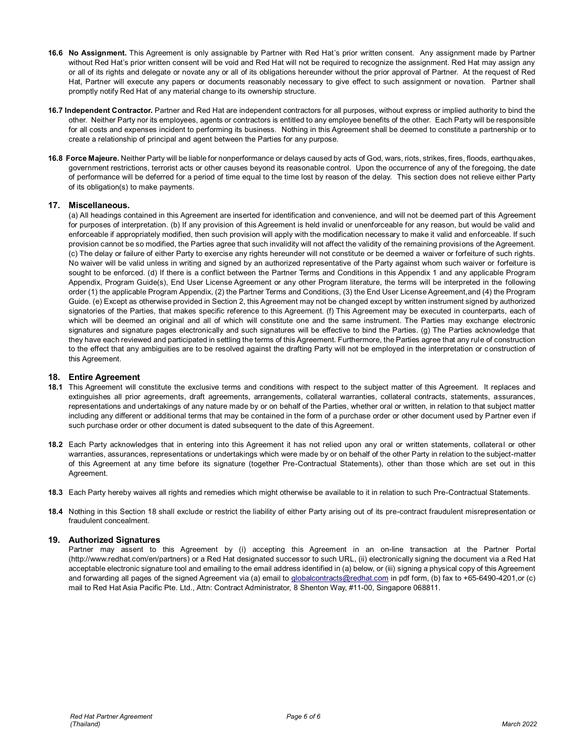**16.6 No Assignment.** This Agreement is only assignable by Partner with Red Hat's prior written consent. Any assignment made by Partner without Red Hat's prior written consent will be void and Red Hat will not be required to recognize the assignment. Red Hat may assign any or all of its rights and delegate or novate any or all of its obligations hereunder without the prior approval of Partner. At the request of Red Hat, Partner will execute any papers or documents reasonably necessary to give effect to such assignment or novation. Partner shall promptly notify Red Hat of any material change to its ownership structure.

**16.7 Independent Contractor.** Partner and Red Hat are independent contractors for all purposes, without express or implied authority to bind the other. Neither Party nor its employees, agents or contractors is entitled to any employee benefits of the other. Each Party will be responsible for all costs and expenses incident to performing its business. Nothing in this Agreement shall be deemed to constitute a partnership or to create a relationship of principal and agent between the Parties for any purpose.

**16.8 Force Majeure.** Neither Party will be liable for nonperformance or delays caused by acts of God, wars, riots, strikes, fires, floods, earthquakes, government restrictions, terrorist acts or other causes beyond its reasonable control. Upon the occurrence of any of the foregoing, the date of performance will be deferred for a period of time equal to the time lost by reason of the delay. This section does not relieve either Party of its obligation(s) to make payments.

## 17. Miscellaneous.

(a) All headings contained in this Agreement are inserted for identification and convenience, and will not be deemed part of this Agreement for purposes of interpretation. (b) If any provision of this Agreement is held invalid or unenforceable for any reason, but would be valid and enforceable if appropriately modified, then such provision will apply with the modification necessary to make it valid and enforceable. If such provision cannot be so modified, the Parties agree that such invalidity will not affect the validity of the remaining provisions of the Agreement. (c) The delay or failure of either Party to exercise any rights hereunder will not constitute or be deemed a waiver or forfeiture of such rights. No waiver will be valid unless in writing and signed by an authorized representative of the Party against whom such waiver or forfeiture is sought to be enforced. (d) If there is a conflict between the Partner Terms and Conditions in this Appendix 1 and any applicable Program Appendix, Program Guide(s), End User License Agreement or any other Program literature, the terms will be interpreted in the following order (1) the applicable Program Appendix, (2) the Partner Terms and Conditions, (3) the End User License Agreement,and (4) the Program Guide. (e) Except as otherwise provided in Section 2, this Agreement may not be changed except by written instrument signed by authorized signatories of the Parties, that makes specific reference to this Agreement. (f) This Agreement may be executed in counterparts, each of which will be deemed an original and all of which will constitute one and the same instrument. The Parties may exchange electronic signatures and signature pages electronically and such signatures will be effective to bind the Parties. (g) The Parties acknowledge that they have each reviewed and participated in settling the terms of this Agreement. Furthermore, the Parties agree that any rule of construction to the effect that any ambiguities are to be resolved against the drafting Party will not be employed in the interpretation or construction of this Agreement.

## 18. Entire Agreement

**18.1** This Agreement will constitute the exclusive terms and conditions with respect to the subject matter of this Agreement. It replaces and extinguishes all prior agreements, draft agreements, arrangements, collateral warranties, collateral contracts, statements, assurances, representations and undertakings of any nature made by or on behalf of the Parties, whether oral or written, in relation to that subject matter including any different or additional terms that may be contained in the form of a purchase order or other document used by Partner even if such purchase order or other document is dated subsequent to the date of this Agreement.

**18.2** Each Party acknowledges that in entering into this Agreement it has not relied upon any oral or written statements, collateral or other warranties, assurances, representations or undertakings which were made by or on behalf of the other Party in relation to the subject-matter of this Agreement at any time before its signature (together Pre-Contractual Statements), other than those which are set out in this Agreement.

**18.3** Each Party hereby waives all rights and remedies which might otherwise be available to it in relation to such Pre-Contractual Statements.

**18.4** Nothing in this Section 18 shall exclude or restrict the liability of either Party arising out of its pre-contract fraudulent misrepresentation or fraudulent concealment.

## 19. Authorized Signatures

Partner may assent to this Agreement by (i) accepting this Agreement in an on-line transaction at the Partner Portal (http://www.redhat.com/en/partners) or a Red Hat designated successor to such URL, (ii) electronically signing the document via a Red Hat acceptable electronic signature tool and emailing to the email address identified in (a) below, or (iii) signing a physical copy of this Agreement and forwarding all pages of the signed Agreement via (a) email to globalcontracts@redhat.com in pdf form, (b) fax to +65-6490-4201,or (c) mail to Red Hat Asia Pacific Pte. Ltd., Attn: Contract Administrator, 8 Shenton Way, #11-00, Singapore 068811.